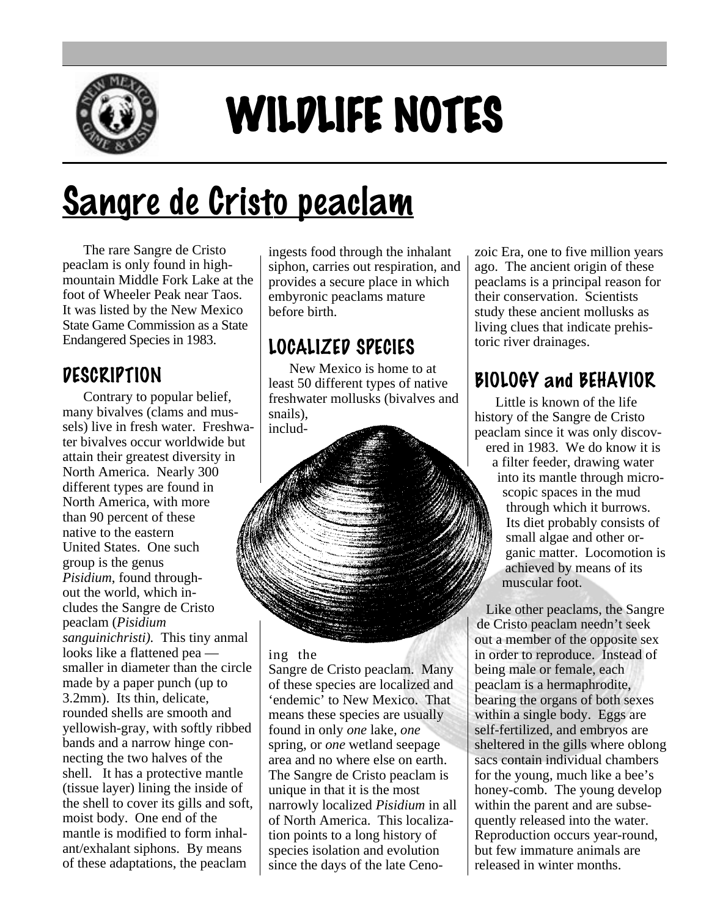# WILDLIFE NOTES

# Sangre de Cristo peaclam

The rare Sangre de Cristo peaclam is only found in high-mountain Middle Fork Lake at the foot of Wheeler Peak near Taos. It was listed by the New Mexico State Game Commission as a State Endangered Species in 1983.

## DESCRIPTION

Contrary to popular belief, many bivalves (clams and mussels) live in fresh water. Freshwater bivalves occur worldwide but attain their greatest diversity in North America. Nearly 300 different types are found in North America, with more than 90 percent of these native to the eastern United States. One such group is the genus *Pisidium*, found throughout the world, which includes the Sangre de Cristo peaclam (*Pisidium sanguinichristi).* This tiny anmal looks like a flattened pea — smaller in diameter than the circle made by a paper punch (up to 3.2mm). Its thin, delicate, rounded shells are smooth and yellowish-gray, with softly ribbed bands and a narrow hinge connecting the two halves of the shell. It has a protective mantle (tissue layer) lining the inside of the shell to cover its gills and soft, moist body. One end of the mantle is modified to form inhalant/exhalant siphons. By means of these adaptations, the peaclam ingests food through the inhalant siphon, carries out respiration, and provides a secure place in which embyronic peaclams mature before birth.

## LOCALIZED SPECIES

New Mexico is home to at least 50 different types of native freshwater mollusks (bivalves and snails), including the Sangre de Cristo peaclam. Many of these species are localized and 'endemic' to New Mexico. That means these species are usually found in only *one* lake, *one* spring, or *one* wetland seepage area and no where else on earth. The Sangre de Cristo peaclam is unique in that it is the most narrowly localized *Pisidium* in all of North America. This localization points to a long history of species isolation and evolution since the days of the late Cenozoic Era, one to five million years ago. The ancient origin of these peaclams is a principal reason for their conservation. Scientists study these ancient mollusks as living clues that indicate prehistoric river drainages.

## BIOLOGY and BEHAVIOR

Little is known of the life history of the Sangre de Cristo peaclam since it was only discovered in 1983. We do know it is a filter feeder, drawing water into its mantle through microscopic spaces in the mud through which it burrows. Its diet probably consists of small algae and other organic matter. Locomotion is achieved by means of its muscular foot.

Like other peaclams, the Sangre de Cristo peaclam needn't seek out a member of the opposite sex in order to reproduce. Instead of being male or female, each peaclam is a hermaphrodite, bearing the organs of both sexes within a single body. Eggs are self-fertilized, and embryos are sheltered in the gills where oblong sacs contain individual chambers for the young, much like a bee's honey-comb. The young develop within the parent and are subsequently released into the water. Reproduction occurs year-round, but few immature animals are released in winter months.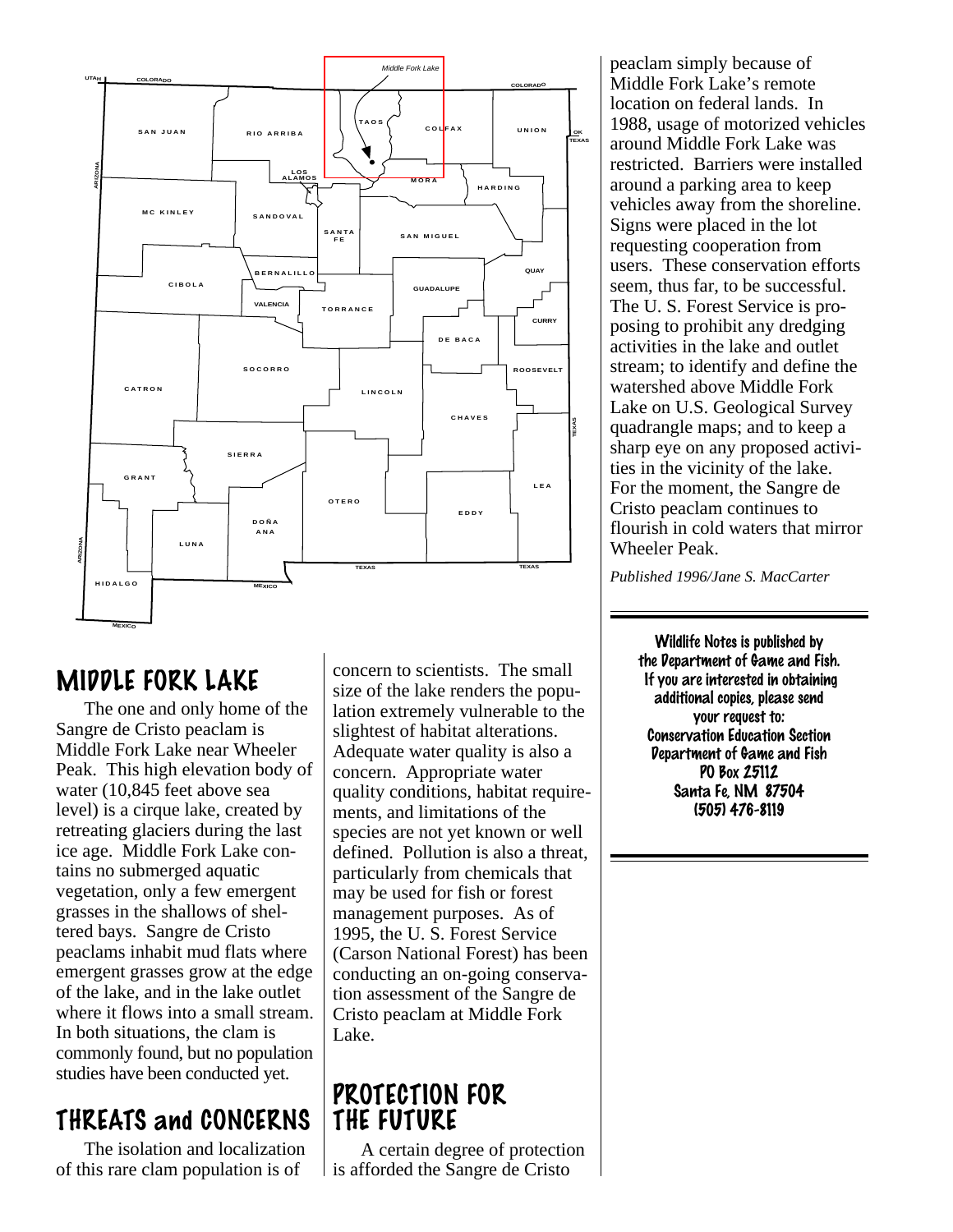peaclam simply because of Middle Fork Lake's remote location on federal lands. In 1988, usage of motorized vehicles around Middle Fork Lake was restricted. Barriers were installed around a parking area to keep vehicles away from the shoreline. Signs were placed in the lot requesting cooperation from users. These conservation efforts seem, thus far, to be successful. The U. S. Forest Service is proposing to prohibit any dredging activities in the lake and outlet stream; to identify and define the watershed above Middle Fork Lake on U.S. Geological Survey quadrangle maps; and to keep a sharp eye on any proposed activities in the vicinity of the lake. For the moment, the Sangre de Cristo peaclam continues to flourish in cold waters that mirror Wheeler Peak.

*Published 1996/Jane S. MacCarter*

Middle Fork Lake

UTAH
COLORADO
COLORADO
OK
TEXAS
ARIZONA
ARIZONA
TEXAS
TEXAS
TEXAS
MEXICO
MEXICO
SAN JUAN
RIO ARRIBA
TAOS
COLFAX
UNION
LOS ALAMOS
MORA
HARDING
MC KINLEY
SANDOVAL
SANTA FE
SAN MIGUEL
QUAY
BERNALILLO
CIBOLA
GUADALUPE
VALENCIA
TORRANCE
CURRY
DE BACA
SOCORRO
ROOSEVELT
CATRON
LINCOLN
CHAVES
SIERRA
GRANT
LEA
OTERO
DOÑA ANA
EDDY
LUNA
HIDALGO

## MIDDLE FORK LAKE

The one and only home of the Sangre de Cristo peaclam is Middle Fork Lake near Wheeler Peak. This high elevation body of water (10,845 feet above sea level) is a cirque lake, created by retreating glaciers during the last ice age. Middle Fork Lake contains no submerged aquatic vegetation, only a few emergent grasses in the shallows of sheltered bays. Sangre de Cristo peaclams inhabit mud flats where emergent grasses grow at the edge of the lake, and in the lake outlet where it flows into a small stream. In both situations, the clam is commonly found, but no population studies have been conducted yet.

## THREATS and CONCERNS

The isolation and localization of this rare clam population is of concern to scientists. The small size of the lake renders the population extremely vulnerable to the slightest of habitat alterations. Adequate water quality is also a concern. Appropriate water quality conditions, habitat requirements, and limitations of the species are not yet known or well defined. Pollution is also a threat, particularly from chemicals that may be used for fish or forest management purposes. As of 1995, the U. S. Forest Service (Carson National Forest) has been conducting an on-going conservation assessment of the Sangre de Cristo peaclam at Middle Fork Lake.

## PROTECTION FOR THE FUTURE

A certain degree of protection is afforded the Sangre de Cristo

---

Wildlife Notes is published by
the Department of Game and Fish.
If you are interested in obtaining
additional copies, please send
your request to:
Conservation Education Section
Department of Game and Fish
PO Box 25112
Santa Fe, NM 87504
(505) 476-8119

---